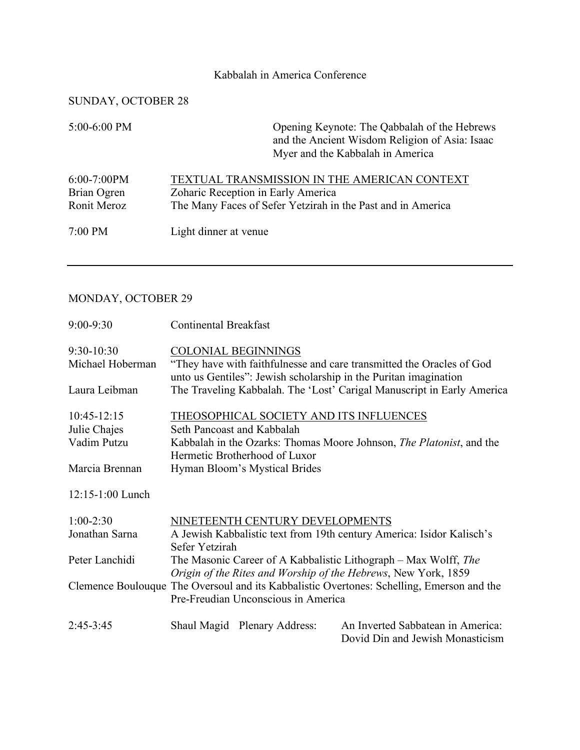# Kabbalah in America Conference

## SUNDAY, OCTOBER 28

5:00-6:00 PM — Opening Keynote: The Qabbalah of the Hebrews and the Ancient Wisdom Religion of Asia: Isaac Myer and the Kabbalah in America

6:00-7:00PM — TEXTUAL TRANSMISSION IN THE AMERICAN CONTEXT

- Brian Ogren — Zoharic Reception in Early America
- Ronit Meroz — The Many Faces of Sefer Yetzirah in the Past and in America

7:00 PM — Light dinner at venue

---

## MONDAY, OCTOBER 29

9:00-9:30 — Continental Breakfast

9:30-10:30 — COLONIAL BEGINNINGS

- Michael Hoberman — “They have with faithfulnesse and care transmitted the Oracles of God unto us Gentiles”: Jewish scholarship in the Puritan imagination
- Laura Leibman — The Traveling Kabbalah. The ‘Lost’ Carigal Manuscript in Early America

10:45-12:15 — THEOSOPHICAL SOCIETY AND ITS INFLUENCES

- Julie Chajes — Seth Pancoast and Kabbalah
- Vadim Putzu — Kabbalah in the Ozarks: Thomas Moore Johnson, *The Platonist*, and the Hermetic Brotherhood of Luxor
- Marcia Brennan — Hyman Bloom’s Mystical Brides

12:15-1:00 Lunch

1:00-2:30 — NINETEENTH CENTURY DEVELOPMENTS

- Jonathan Sarna — A Jewish Kabbalistic text from 19th century America: Isidor Kalisch’s Sefer Yetzirah
- Peter Lanchidi — The Masonic Career of A Kabbalistic Lithograph – Max Wolff, *The Origin of the Rites and Worship of the Hebrews*, New York, 1859
- Clemence Boulouque — The Oversoul and its Kabbalistic Overtones: Schelling, Emerson and the Pre-Freudian Unconscious in America

2:45-3:45 — Shaul Magid — Plenary Address: An Inverted Sabbatean in America: Dovid Din and Jewish Monasticism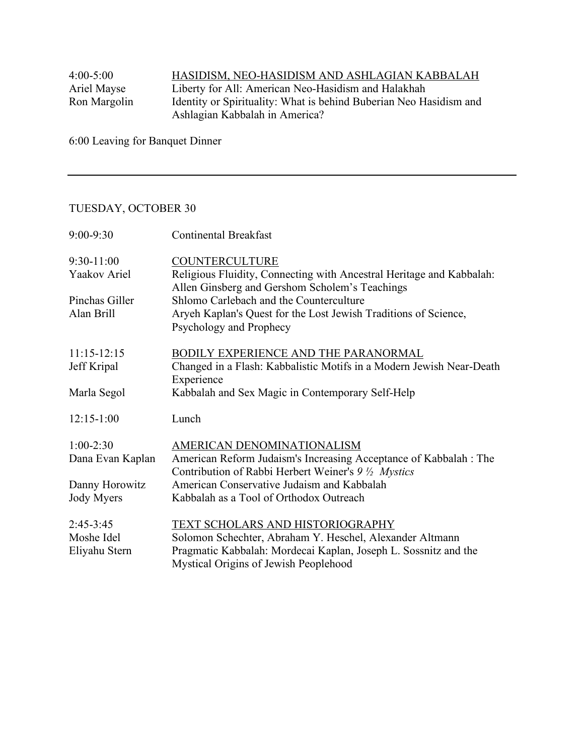| | | |
|---|---|---|
| 4:00-5:00 | HASIDISM, NEO-HASIDISM AND ASHLAGIAN KABBALAH | |
| Ariel Mayse | Liberty for All: American Neo-Hasidism and Halakhah | |
| Ron Margolin | Identity or Spirituality: What is behind Buberian Neo Hasidism and Ashlagian Kabbalah in America? | |

6:00 Leaving for Banquet Dinner

---

## TUESDAY, OCTOBER 30

| | |
|---|---|
| 9:00-9:30 | Continental Breakfast |
| | |
| 9:30-11:00 | COUNTERCULTURE |
| Yaakov Ariel | Religious Fluidity, Connecting with Ancestral Heritage and Kabbalah: Allen Ginsberg and Gershom Scholem's Teachings |
| Pinchas Giller | Shlomo Carlebach and the Counterculture |
| Alan Brill | Aryeh Kaplan's Quest for the Lost Jewish Traditions of Science, Psychology and Prophecy |
| | |
| 11:15-12:15 | BODILY EXPERIENCE AND THE PARANORMAL |
| Jeff Kripal | Changed in a Flash: Kabbalistic Motifs in a Modern Jewish Near-Death Experience |
| Marla Segol | Kabbalah and Sex Magic in Contemporary Self-Help |
| | |
| 12:15-1:00 | Lunch |
| | |
| 1:00-2:30 | AMERICAN DENOMINATIONALISM |
| Dana Evan Kaplan | American Reform Judaism's Increasing Acceptance of Kabbalah : The Contribution of Rabbi Herbert Weiner's *9 ½ Mystics* |
| Danny Horowitz | American Conservative Judaism and Kabbalah |
| Jody Myers | Kabbalah as a Tool of Orthodox Outreach |
| | |
| 2:45-3:45 | TEXT SCHOLARS AND HISTORIOGRAPHY |
| Moshe Idel | Solomon Schechter, Abraham Y. Heschel, Alexander Altmann |
| Eliyahu Stern | Pragmatic Kabbalah: Mordecai Kaplan, Joseph L. Sossnitz and the Mystical Origins of Jewish Peoplehood |